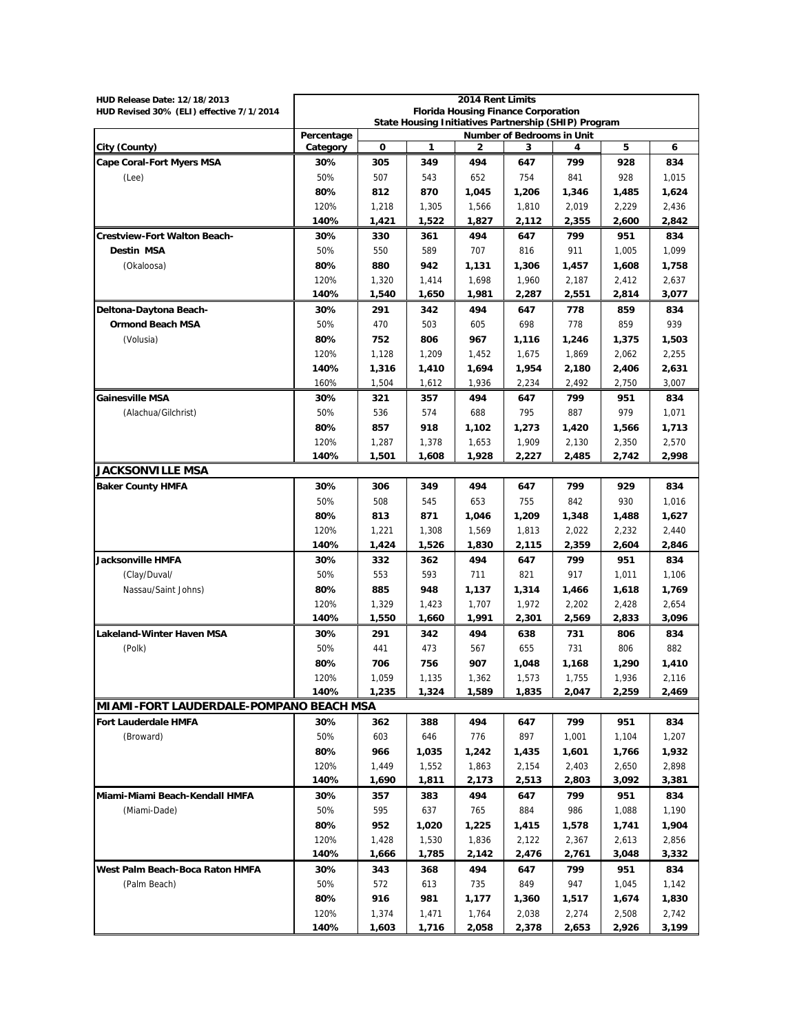HUD Release Date: 12/18/2013
HUD Revised 30% (ELI) effective 7/1/2014

**2014 Rent Limits**
**Florida Housing Finance Corporation**
**State Housing Initiatives Partnership (SHIP) Program**

| City (County) | Percentage Category | Number of Bedrooms in Unit 0 | 1 | 2 | 3 | 4 | 5 | 6 |
|---|---|---|---|---|---|---|---|---|
| **Cape Coral-Fort Myers MSA** | **30%** | **305** | **349** | **494** | **647** | **799** | **928** | **834** |
| (Lee) | 50% | 507 | 543 | 652 | 754 | 841 | 928 | 1,015 |
| | **80%** | **812** | **870** | **1,045** | **1,206** | **1,346** | **1,485** | **1,624** |
| | 120% | 1,218 | 1,305 | 1,566 | 1,810 | 2,019 | 2,229 | 2,436 |
| | **140%** | **1,421** | **1,522** | **1,827** | **2,112** | **2,355** | **2,600** | **2,842** |
| **Crestview-Fort Walton Beach-Destin MSA** | **30%** | **330** | **361** | **494** | **647** | **799** | **951** | **834** |
| | 50% | 550 | 589 | 707 | 816 | 911 | 1,005 | 1,099 |
| (Okaloosa) | **80%** | **880** | **942** | **1,131** | **1,306** | **1,457** | **1,608** | **1,758** |
| | 120% | 1,320 | 1,414 | 1,698 | 1,960 | 2,187 | 2,412 | 2,637 |
| | **140%** | **1,540** | **1,650** | **1,981** | **2,287** | **2,551** | **2,814** | **3,077** |
| **Deltona-Daytona Beach-Ormond Beach MSA** | **30%** | **291** | **342** | **494** | **647** | **778** | **859** | **834** |
| | 50% | 470 | 503 | 605 | 698 | 778 | 859 | 939 |
| (Volusia) | **80%** | **752** | **806** | **967** | **1,116** | **1,246** | **1,375** | **1,503** |
| | 120% | 1,128 | 1,209 | 1,452 | 1,675 | 1,869 | 2,062 | 2,255 |
| | **140%** | **1,316** | **1,410** | **1,694** | **1,954** | **2,180** | **2,406** | **2,631** |
| | 160% | 1,504 | 1,612 | 1,936 | 2,234 | 2,492 | 2,750 | 3,007 |
| **Gainesville MSA** | **30%** | **321** | **357** | **494** | **647** | **799** | **951** | **834** |
| (Alachua/Gilchrist) | 50% | 536 | 574 | 688 | 795 | 887 | 979 | 1,071 |
| | **80%** | **857** | **918** | **1,102** | **1,273** | **1,420** | **1,566** | **1,713** |
| | 120% | 1,287 | 1,378 | 1,653 | 1,909 | 2,130 | 2,350 | 2,570 |
| | **140%** | **1,501** | **1,608** | **1,928** | **2,227** | **2,485** | **2,742** | **2,998** |
| **JACKSONVILLE MSA** | | | | | | | | |
| **Baker County HMFA** | **30%** | **306** | **349** | **494** | **647** | **799** | **929** | **834** |
| | 50% | 508 | 545 | 653 | 755 | 842 | 930 | 1,016 |
| | **80%** | **813** | **871** | **1,046** | **1,209** | **1,348** | **1,488** | **1,627** |
| | 120% | 1,221 | 1,308 | 1,569 | 1,813 | 2,022 | 2,232 | 2,440 |
| | **140%** | **1,424** | **1,526** | **1,830** | **2,115** | **2,359** | **2,604** | **2,846** |
| **Jacksonville HMFA** | **30%** | **332** | **362** | **494** | **647** | **799** | **951** | **834** |
| (Clay/Duval/ | 50% | 553 | 593 | 711 | 821 | 917 | 1,011 | 1,106 |
| Nassau/Saint Johns) | **80%** | **885** | **948** | **1,137** | **1,314** | **1,466** | **1,618** | **1,769** |
| | 120% | 1,329 | 1,423 | 1,707 | 1,972 | 2,202 | 2,428 | 2,654 |
| | **140%** | **1,550** | **1,660** | **1,991** | **2,301** | **2,569** | **2,833** | **3,096** |
| **Lakeland-Winter Haven MSA** | **30%** | **291** | **342** | **494** | **638** | **731** | **806** | **834** |
| (Polk) | 50% | 441 | 473 | 567 | 655 | 731 | 806 | 882 |
| | **80%** | **706** | **756** | **907** | **1,048** | **1,168** | **1,290** | **1,410** |
| | 120% | 1,059 | 1,135 | 1,362 | 1,573 | 1,755 | 1,936 | 2,116 |
| | **140%** | **1,235** | **1,324** | **1,589** | **1,835** | **2,047** | **2,259** | **2,469** |
| **MIAMI-FORT LAUDERDALE-POMPANO BEACH MSA** | | | | | | | | |
| **Fort Lauderdale HMFA** | **30%** | **362** | **388** | **494** | **647** | **799** | **951** | **834** |
| (Broward) | 50% | 603 | 646 | 776 | 897 | 1,001 | 1,104 | 1,207 |
| | **80%** | **966** | **1,035** | **1,242** | **1,435** | **1,601** | **1,766** | **1,932** |
| | 120% | 1,449 | 1,552 | 1,863 | 2,154 | 2,403 | 2,650 | 2,898 |
| | **140%** | **1,690** | **1,811** | **2,173** | **2,513** | **2,803** | **3,092** | **3,381** |
| **Miami-Miami Beach-Kendall HMFA** | **30%** | **357** | **383** | **494** | **647** | **799** | **951** | **834** |
| (Miami-Dade) | 50% | 595 | 637 | 765 | 884 | 986 | 1,088 | 1,190 |
| | **80%** | **952** | **1,020** | **1,225** | **1,415** | **1,578** | **1,741** | **1,904** |
| | 120% | 1,428 | 1,530 | 1,836 | 2,122 | 2,367 | 2,613 | 2,856 |
| | **140%** | **1,666** | **1,785** | **2,142** | **2,476** | **2,761** | **3,048** | **3,332** |
| **West Palm Beach-Boca Raton HMFA** | **30%** | **343** | **368** | **494** | **647** | **799** | **951** | **834** |
| (Palm Beach) | 50% | 572 | 613 | 735 | 849 | 947 | 1,045 | 1,142 |
| | **80%** | **916** | **981** | **1,177** | **1,360** | **1,517** | **1,674** | **1,830** |
| | 120% | 1,374 | 1,471 | 1,764 | 2,038 | 2,274 | 2,508 | 2,742 |
| | **140%** | **1,603** | **1,716** | **2,058** | **2,378** | **2,653** | **2,926** | **3,199** |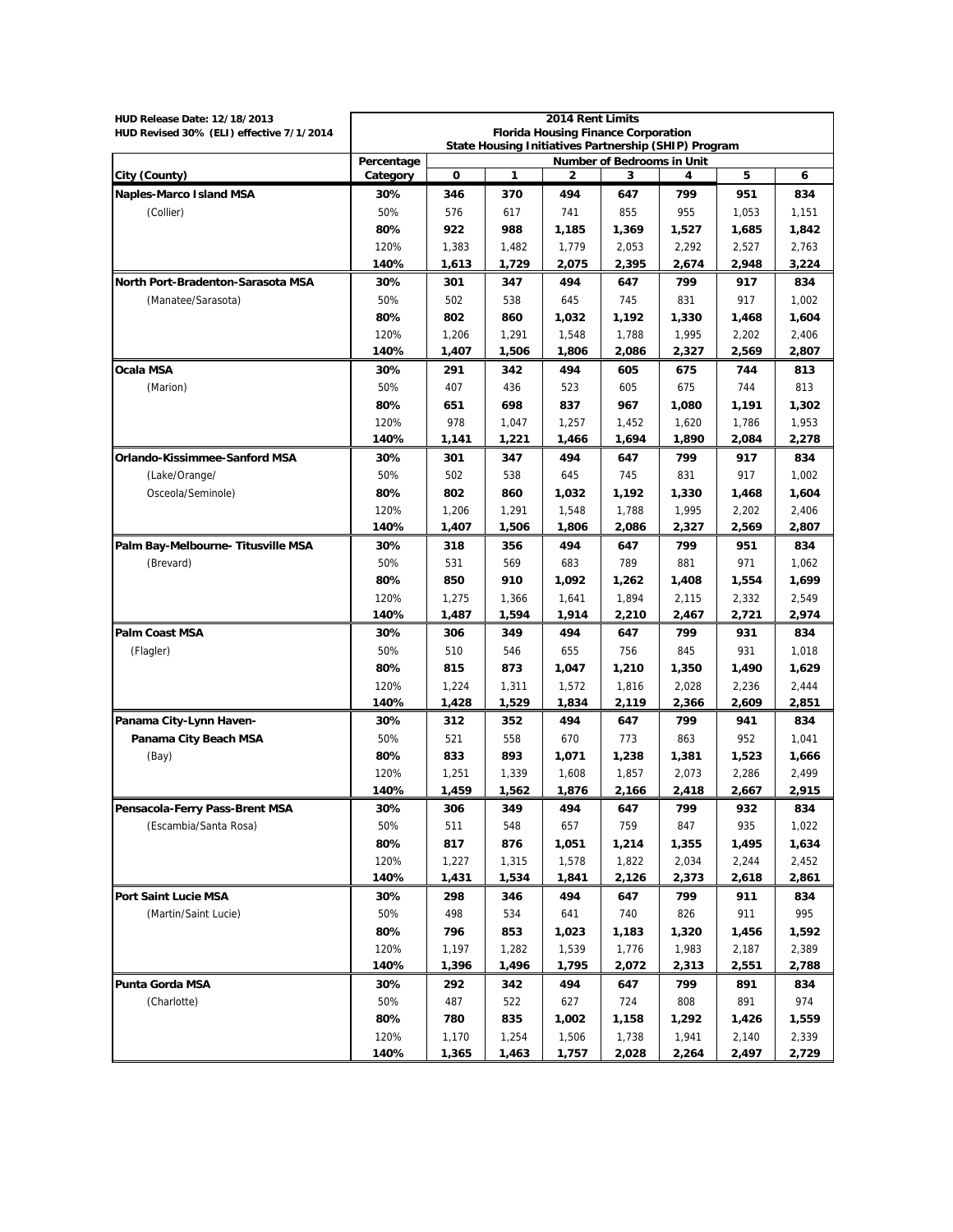| HUD Release Date: 12/18/2013<br>HUD Revised 30% (ELI) effective 7/1/2014 | 2014 Rent Limits<br>Florida Housing Finance Corporation<br>State Housing Initiatives Partnership (SHIP) Program | | | | | | | |
|---|---|---|---|---|---|---|---|---|
| | Percentage | Number of Bedrooms in Unit | | | | | | |
| City (County) | Category | 0 | 1 | 2 | 3 | 4 | 5 | 6 |
| **Naples-Marco Island MSA** | **30%** | **346** | **370** | **494** | **647** | **799** | **951** | **834** |
| (Collier) | 50% | 576 | 617 | 741 | 855 | 955 | 1,053 | 1,151 |
| | **80%** | **922** | **988** | **1,185** | **1,369** | **1,527** | **1,685** | **1,842** |
| | 120% | 1,383 | 1,482 | 1,779 | 2,053 | 2,292 | 2,527 | 2,763 |
| | **140%** | **1,613** | **1,729** | **2,075** | **2,395** | **2,674** | **2,948** | **3,224** |
| **North Port-Bradenton-Sarasota MSA** | **30%** | **301** | **347** | **494** | **647** | **799** | **917** | **834** |
| (Manatee/Sarasota) | 50% | 502 | 538 | 645 | 745 | 831 | 917 | 1,002 |
| | **80%** | **802** | **860** | **1,032** | **1,192** | **1,330** | **1,468** | **1,604** |
| | 120% | 1,206 | 1,291 | 1,548 | 1,788 | 1,995 | 2,202 | 2,406 |
| | **140%** | **1,407** | **1,506** | **1,806** | **2,086** | **2,327** | **2,569** | **2,807** |
| **Ocala MSA** | **30%** | **291** | **342** | **494** | **605** | **675** | **744** | **813** |
| (Marion) | 50% | 407 | 436 | 523 | 605 | 675 | 744 | 813 |
| | **80%** | **651** | **698** | **837** | **967** | **1,080** | **1,191** | **1,302** |
| | 120% | 978 | 1,047 | 1,257 | 1,452 | 1,620 | 1,786 | 1,953 |
| | **140%** | **1,141** | **1,221** | **1,466** | **1,694** | **1,890** | **2,084** | **2,278** |
| **Orlando-Kissimmee-Sanford MSA** | **30%** | **301** | **347** | **494** | **647** | **799** | **917** | **834** |
| (Lake/Orange/ | 50% | 502 | 538 | 645 | 745 | 831 | 917 | 1,002 |
| Osceola/Seminole) | **80%** | **802** | **860** | **1,032** | **1,192** | **1,330** | **1,468** | **1,604** |
| | 120% | 1,206 | 1,291 | 1,548 | 1,788 | 1,995 | 2,202 | 2,406 |
| | **140%** | **1,407** | **1,506** | **1,806** | **2,086** | **2,327** | **2,569** | **2,807** |
| **Palm Bay-Melbourne- Titusville MSA** | **30%** | **318** | **356** | **494** | **647** | **799** | **951** | **834** |
| (Brevard) | 50% | 531 | 569 | 683 | 789 | 881 | 971 | 1,062 |
| | **80%** | **850** | **910** | **1,092** | **1,262** | **1,408** | **1,554** | **1,699** |
| | 120% | 1,275 | 1,366 | 1,641 | 1,894 | 2,115 | 2,332 | 2,549 |
| | **140%** | **1,487** | **1,594** | **1,914** | **2,210** | **2,467** | **2,721** | **2,974** |
| **Palm Coast MSA** | **30%** | **306** | **349** | **494** | **647** | **799** | **931** | **834** |
| (Flagler) | 50% | 510 | 546 | 655 | 756 | 845 | 931 | 1,018 |
| | **80%** | **815** | **873** | **1,047** | **1,210** | **1,350** | **1,490** | **1,629** |
| | 120% | 1,224 | 1,311 | 1,572 | 1,816 | 2,028 | 2,236 | 2,444 |
| | **140%** | **1,428** | **1,529** | **1,834** | **2,119** | **2,366** | **2,609** | **2,851** |
| **Panama City-Lynn Haven-** | **30%** | **312** | **352** | **494** | **647** | **799** | **941** | **834** |
| **Panama City Beach MSA** | 50% | 521 | 558 | 670 | 773 | 863 | 952 | 1,041 |
| (Bay) | **80%** | **833** | **893** | **1,071** | **1,238** | **1,381** | **1,523** | **1,666** |
| | 120% | 1,251 | 1,339 | 1,608 | 1,857 | 2,073 | 2,286 | 2,499 |
| | **140%** | **1,459** | **1,562** | **1,876** | **2,166** | **2,418** | **2,667** | **2,915** |
| **Pensacola-Ferry Pass-Brent MSA** | **30%** | **306** | **349** | **494** | **647** | **799** | **932** | **834** |
| (Escambia/Santa Rosa) | 50% | 511 | 548 | 657 | 759 | 847 | 935 | 1,022 |
| | **80%** | **817** | **876** | **1,051** | **1,214** | **1,355** | **1,495** | **1,634** |
| | 120% | 1,227 | 1,315 | 1,578 | 1,822 | 2,034 | 2,244 | 2,452 |
| | **140%** | **1,431** | **1,534** | **1,841** | **2,126** | **2,373** | **2,618** | **2,861** |
| **Port Saint Lucie MSA** | **30%** | **298** | **346** | **494** | **647** | **799** | **911** | **834** |
| (Martin/Saint Lucie) | 50% | 498 | 534 | 641 | 740 | 826 | 911 | 995 |
| | **80%** | **796** | **853** | **1,023** | **1,183** | **1,320** | **1,456** | **1,592** |
| | 120% | 1,197 | 1,282 | 1,539 | 1,776 | 1,983 | 2,187 | 2,389 |
| | **140%** | **1,396** | **1,496** | **1,795** | **2,072** | **2,313** | **2,551** | **2,788** |
| **Punta Gorda MSA** | **30%** | **292** | **342** | **494** | **647** | **799** | **891** | **834** |
| (Charlotte) | 50% | 487 | 522 | 627 | 724 | 808 | 891 | 974 |
| | **80%** | **780** | **835** | **1,002** | **1,158** | **1,292** | **1,426** | **1,559** |
| | 120% | 1,170 | 1,254 | 1,506 | 1,738 | 1,941 | 2,140 | 2,339 |
| | **140%** | **1,365** | **1,463** | **1,757** | **2,028** | **2,264** | **2,497** | **2,729** |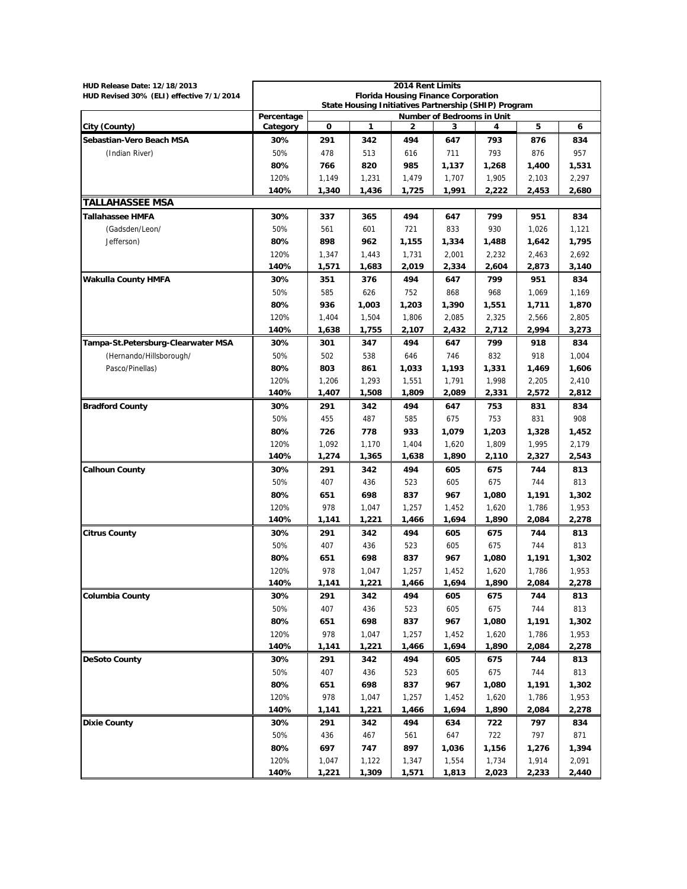| HUD Release Date: 12/18/2013<br>HUD Revised 30% (ELI) effective 7/1/2014 | 2014 Rent Limits<br>Florida Housing Finance Corporation<br>State Housing Initiatives Partnership (SHIP) Program | | | | | | | |
|---|---|---|---|---|---|---|---|---|
| | Percentage | Number of Bedrooms in Unit | | | | | | |
| City (County) | Category | 0 | 1 | 2 | 3 | 4 | 5 | 6 |
| **Sebastian-Vero Beach MSA** | **30%** | **291** | **342** | **494** | **647** | **793** | **876** | **834** |
| (Indian River) | 50% | 478 | 513 | 616 | 711 | 793 | 876 | 957 |
| | **80%** | **766** | **820** | **985** | **1,137** | **1,268** | **1,400** | **1,531** |
| | 120% | 1,149 | 1,231 | 1,479 | 1,707 | 1,905 | 2,103 | 2,297 |
| | **140%** | **1,340** | **1,436** | **1,725** | **1,991** | **2,222** | **2,453** | **2,680** |
| **TALLAHASSEE MSA** | | | | | | | | |
| **Tallahassee HMFA** | **30%** | **337** | **365** | **494** | **647** | **799** | **951** | **834** |
| (Gadsden/Leon/ | 50% | 561 | 601 | 721 | 833 | 930 | 1,026 | 1,121 |
| Jefferson) | **80%** | **898** | **962** | **1,155** | **1,334** | **1,488** | **1,642** | **1,795** |
| | 120% | 1,347 | 1,443 | 1,731 | 2,001 | 2,232 | 2,463 | 2,692 |
| | **140%** | **1,571** | **1,683** | **2,019** | **2,334** | **2,604** | **2,873** | **3,140** |
| **Wakulla County HMFA** | **30%** | **351** | **376** | **494** | **647** | **799** | **951** | **834** |
| | 50% | 585 | 626 | 752 | 868 | 968 | 1,069 | 1,169 |
| | **80%** | **936** | **1,003** | **1,203** | **1,390** | **1,551** | **1,711** | **1,870** |
| | 120% | 1,404 | 1,504 | 1,806 | 2,085 | 2,325 | 2,566 | 2,805 |
| | **140%** | **1,638** | **1,755** | **2,107** | **2,432** | **2,712** | **2,994** | **3,273** |
| **Tampa-St.Petersburg-Clearwater MSA** | **30%** | **301** | **347** | **494** | **647** | **799** | **918** | **834** |
| (Hernando/Hillsborough/ | 50% | 502 | 538 | 646 | 746 | 832 | 918 | 1,004 |
| Pasco/Pinellas) | **80%** | **803** | **861** | **1,033** | **1,193** | **1,331** | **1,469** | **1,606** |
| | 120% | 1,206 | 1,293 | 1,551 | 1,791 | 1,998 | 2,205 | 2,410 |
| | **140%** | **1,407** | **1,508** | **1,809** | **2,089** | **2,331** | **2,572** | **2,812** |
| **Bradford County** | **30%** | **291** | **342** | **494** | **647** | **753** | **831** | **834** |
| | 50% | 455 | 487 | 585 | 675 | 753 | 831 | 908 |
| | **80%** | **726** | **778** | **933** | **1,079** | **1,203** | **1,328** | **1,452** |
| | 120% | 1,092 | 1,170 | 1,404 | 1,620 | 1,809 | 1,995 | 2,179 |
| | **140%** | **1,274** | **1,365** | **1,638** | **1,890** | **2,110** | **2,327** | **2,543** |
| **Calhoun County** | **30%** | **291** | **342** | **494** | **605** | **675** | **744** | **813** |
| | 50% | 407 | 436 | 523 | 605 | 675 | 744 | 813 |
| | **80%** | **651** | **698** | **837** | **967** | **1,080** | **1,191** | **1,302** |
| | 120% | 978 | 1,047 | 1,257 | 1,452 | 1,620 | 1,786 | 1,953 |
| | **140%** | **1,141** | **1,221** | **1,466** | **1,694** | **1,890** | **2,084** | **2,278** |
| **Citrus County** | **30%** | **291** | **342** | **494** | **605** | **675** | **744** | **813** |
| | 50% | 407 | 436 | 523 | 605 | 675 | 744 | 813 |
| | **80%** | **651** | **698** | **837** | **967** | **1,080** | **1,191** | **1,302** |
| | 120% | 978 | 1,047 | 1,257 | 1,452 | 1,620 | 1,786 | 1,953 |
| | **140%** | **1,141** | **1,221** | **1,466** | **1,694** | **1,890** | **2,084** | **2,278** |
| **Columbia County** | **30%** | **291** | **342** | **494** | **605** | **675** | **744** | **813** |
| | 50% | 407 | 436 | 523 | 605 | 675 | 744 | 813 |
| | **80%** | **651** | **698** | **837** | **967** | **1,080** | **1,191** | **1,302** |
| | 120% | 978 | 1,047 | 1,257 | 1,452 | 1,620 | 1,786 | 1,953 |
| | **140%** | **1,141** | **1,221** | **1,466** | **1,694** | **1,890** | **2,084** | **2,278** |
| **DeSoto County** | **30%** | **291** | **342** | **494** | **605** | **675** | **744** | **813** |
| | 50% | 407 | 436 | 523 | 605 | 675 | 744 | 813 |
| | **80%** | **651** | **698** | **837** | **967** | **1,080** | **1,191** | **1,302** |
| | 120% | 978 | 1,047 | 1,257 | 1,452 | 1,620 | 1,786 | 1,953 |
| | **140%** | **1,141** | **1,221** | **1,466** | **1,694** | **1,890** | **2,084** | **2,278** |
| **Dixie County** | **30%** | **291** | **342** | **494** | **634** | **722** | **797** | **834** |
| | 50% | 436 | 467 | 561 | 647 | 722 | 797 | 871 |
| | **80%** | **697** | **747** | **897** | **1,036** | **1,156** | **1,276** | **1,394** |
| | 120% | 1,047 | 1,122 | 1,347 | 1,554 | 1,734 | 1,914 | 2,091 |
| | **140%** | **1,221** | **1,309** | **1,571** | **1,813** | **2,023** | **2,233** | **2,440** |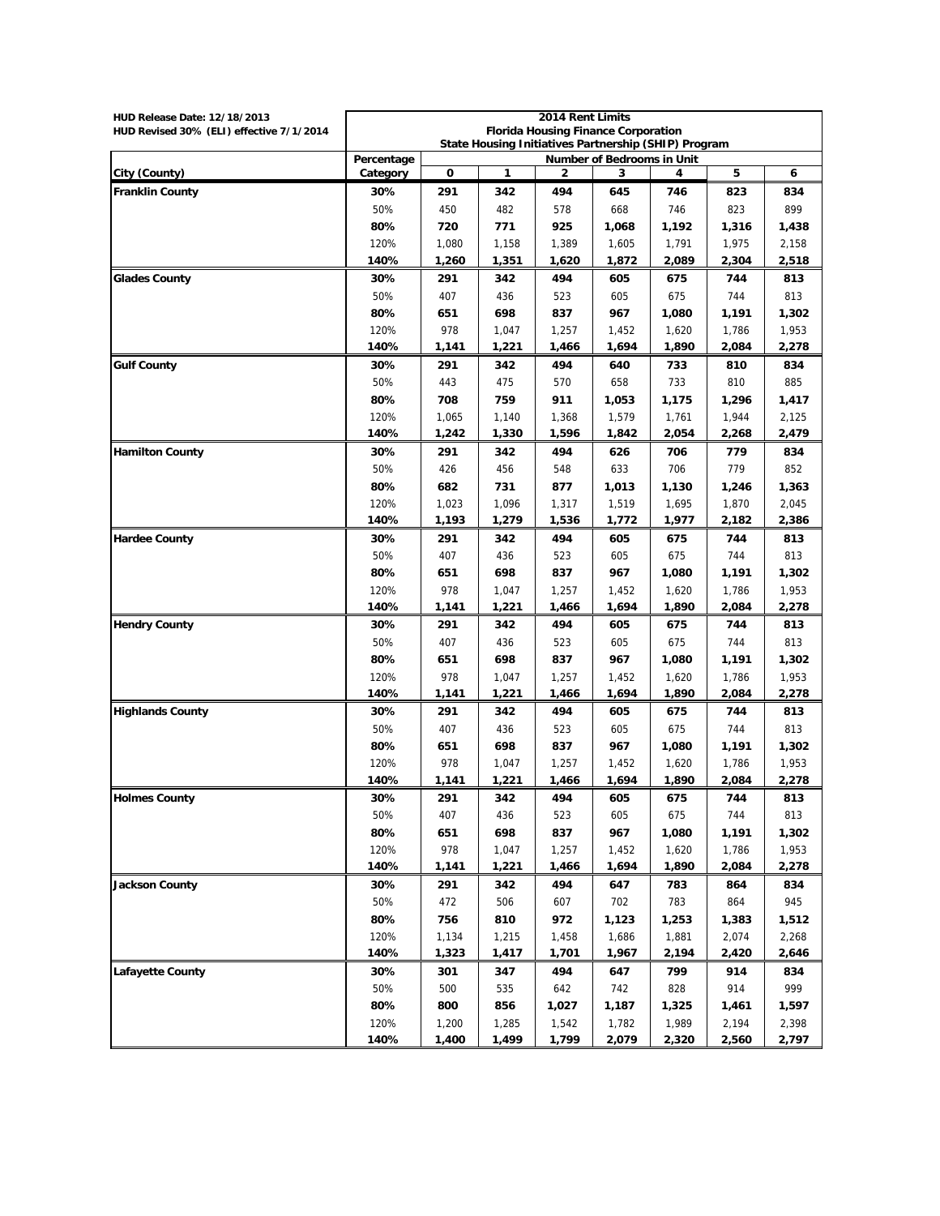HUD Release Date: 12/18/2013
HUD Revised 30% (ELI) effective 7/1/2014

**2014 Rent Limits**
**Florida Housing Finance Corporation**
**State Housing Initiatives Partnership (SHIP) Program**

| City (County) | Percentage Category | 0 | 1 | 2 | 3 | 4 | 5 | 6 |
|---|---|---|---|---|---|---|---|---|
| | | Number of Bedrooms in Unit | | | | | | |
| **Franklin County** | **30%** | **291** | **342** | **494** | **645** | **746** | **823** | **834** |
| | 50% | 450 | 482 | 578 | 668 | 746 | 823 | 899 |
| | **80%** | **720** | **771** | **925** | **1,068** | **1,192** | **1,316** | **1,438** |
| | 120% | 1,080 | 1,158 | 1,389 | 1,605 | 1,791 | 1,975 | 2,158 |
| | **140%** | **1,260** | **1,351** | **1,620** | **1,872** | **2,089** | **2,304** | **2,518** |
| **Glades County** | **30%** | **291** | **342** | **494** | **605** | **675** | **744** | **813** |
| | 50% | 407 | 436 | 523 | 605 | 675 | 744 | 813 |
| | **80%** | **651** | **698** | **837** | **967** | **1,080** | **1,191** | **1,302** |
| | 120% | 978 | 1,047 | 1,257 | 1,452 | 1,620 | 1,786 | 1,953 |
| | **140%** | **1,141** | **1,221** | **1,466** | **1,694** | **1,890** | **2,084** | **2,278** |
| **Gulf County** | **30%** | **291** | **342** | **494** | **640** | **733** | **810** | **834** |
| | 50% | 443 | 475 | 570 | 658 | 733 | 810 | 885 |
| | **80%** | **708** | **759** | **911** | **1,053** | **1,175** | **1,296** | **1,417** |
| | 120% | 1,065 | 1,140 | 1,368 | 1,579 | 1,761 | 1,944 | 2,125 |
| | **140%** | **1,242** | **1,330** | **1,596** | **1,842** | **2,054** | **2,268** | **2,479** |
| **Hamilton County** | **30%** | **291** | **342** | **494** | **626** | **706** | **779** | **834** |
| | 50% | 426 | 456 | 548 | 633 | 706 | 779 | 852 |
| | **80%** | **682** | **731** | **877** | **1,013** | **1,130** | **1,246** | **1,363** |
| | 120% | 1,023 | 1,096 | 1,317 | 1,519 | 1,695 | 1,870 | 2,045 |
| | **140%** | **1,193** | **1,279** | **1,536** | **1,772** | **1,977** | **2,182** | **2,386** |
| **Hardee County** | **30%** | **291** | **342** | **494** | **605** | **675** | **744** | **813** |
| | 50% | 407 | 436 | 523 | 605 | 675 | 744 | 813 |
| | **80%** | **651** | **698** | **837** | **967** | **1,080** | **1,191** | **1,302** |
| | 120% | 978 | 1,047 | 1,257 | 1,452 | 1,620 | 1,786 | 1,953 |
| | **140%** | **1,141** | **1,221** | **1,466** | **1,694** | **1,890** | **2,084** | **2,278** |
| **Hendry County** | **30%** | **291** | **342** | **494** | **605** | **675** | **744** | **813** |
| | 50% | 407 | 436 | 523 | 605 | 675 | 744 | 813 |
| | **80%** | **651** | **698** | **837** | **967** | **1,080** | **1,191** | **1,302** |
| | 120% | 978 | 1,047 | 1,257 | 1,452 | 1,620 | 1,786 | 1,953 |
| | **140%** | **1,141** | **1,221** | **1,466** | **1,694** | **1,890** | **2,084** | **2,278** |
| **Highlands County** | **30%** | **291** | **342** | **494** | **605** | **675** | **744** | **813** |
| | 50% | 407 | 436 | 523 | 605 | 675 | 744 | 813 |
| | **80%** | **651** | **698** | **837** | **967** | **1,080** | **1,191** | **1,302** |
| | 120% | 978 | 1,047 | 1,257 | 1,452 | 1,620 | 1,786 | 1,953 |
| | **140%** | **1,141** | **1,221** | **1,466** | **1,694** | **1,890** | **2,084** | **2,278** |
| **Holmes County** | **30%** | **291** | **342** | **494** | **605** | **675** | **744** | **813** |
| | 50% | 407 | 436 | 523 | 605 | 675 | 744 | 813 |
| | **80%** | **651** | **698** | **837** | **967** | **1,080** | **1,191** | **1,302** |
| | 120% | 978 | 1,047 | 1,257 | 1,452 | 1,620 | 1,786 | 1,953 |
| | **140%** | **1,141** | **1,221** | **1,466** | **1,694** | **1,890** | **2,084** | **2,278** |
| **Jackson County** | **30%** | **291** | **342** | **494** | **647** | **783** | **864** | **834** |
| | 50% | 472 | 506 | 607 | 702 | 783 | 864 | 945 |
| | **80%** | **756** | **810** | **972** | **1,123** | **1,253** | **1,383** | **1,512** |
| | 120% | 1,134 | 1,215 | 1,458 | 1,686 | 1,881 | 2,074 | 2,268 |
| | **140%** | **1,323** | **1,417** | **1,701** | **1,967** | **2,194** | **2,420** | **2,646** |
| **Lafayette County** | **30%** | **301** | **347** | **494** | **647** | **799** | **914** | **834** |
| | 50% | 500 | 535 | 642 | 742 | 828 | 914 | 999 |
| | **80%** | **800** | **856** | **1,027** | **1,187** | **1,325** | **1,461** | **1,597** |
| | 120% | 1,200 | 1,285 | 1,542 | 1,782 | 1,989 | 2,194 | 2,398 |
| | **140%** | **1,400** | **1,499** | **1,799** | **2,079** | **2,320** | **2,560** | **2,797** |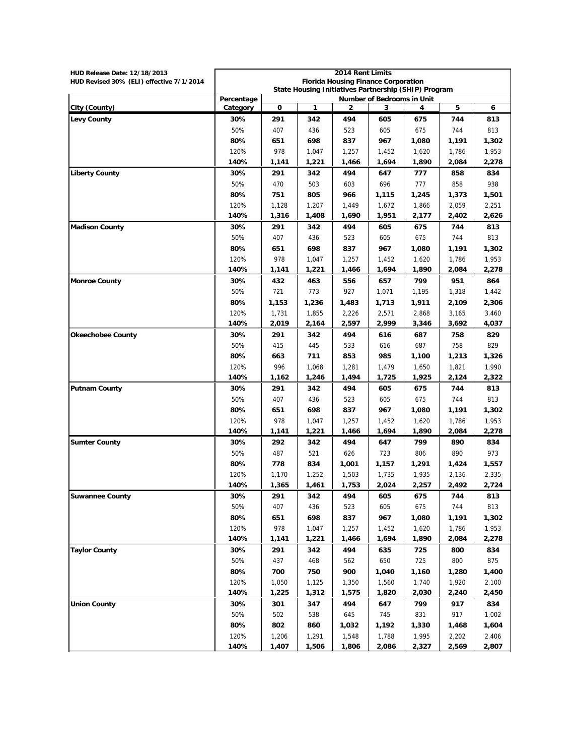HUD Release Date: 12/18/2013
HUD Revised 30% (ELI) effective 7/1/2014

**2014 Rent Limits**
**Florida Housing Finance Corporation**
**State Housing Initiatives Partnership (SHIP) Program**

| City (County) | Percentage Category | Number of Bedrooms in Unit | | | | | | |
|---|---|---|---|---|---|---|---|---|
| | | 0 | 1 | 2 | 3 | 4 | 5 | 6 |
| **Levy County** | **30%** | **291** | **342** | **494** | **605** | **675** | **744** | **813** |
| | 50% | 407 | 436 | 523 | 605 | 675 | 744 | 813 |
| | **80%** | **651** | **698** | **837** | **967** | **1,080** | **1,191** | **1,302** |
| | 120% | 978 | 1,047 | 1,257 | 1,452 | 1,620 | 1,786 | 1,953 |
| | **140%** | **1,141** | **1,221** | **1,466** | **1,694** | **1,890** | **2,084** | **2,278** |
| **Liberty County** | **30%** | **291** | **342** | **494** | **647** | **777** | **858** | **834** |
| | 50% | 470 | 503 | 603 | 696 | 777 | 858 | 938 |
| | **80%** | **751** | **805** | **966** | **1,115** | **1,245** | **1,373** | **1,501** |
| | 120% | 1,128 | 1,207 | 1,449 | 1,672 | 1,866 | 2,059 | 2,251 |
| | **140%** | **1,316** | **1,408** | **1,690** | **1,951** | **2,177** | **2,402** | **2,626** |
| **Madison County** | **30%** | **291** | **342** | **494** | **605** | **675** | **744** | **813** |
| | 50% | 407 | 436 | 523 | 605 | 675 | 744 | 813 |
| | **80%** | **651** | **698** | **837** | **967** | **1,080** | **1,191** | **1,302** |
| | 120% | 978 | 1,047 | 1,257 | 1,452 | 1,620 | 1,786 | 1,953 |
| | **140%** | **1,141** | **1,221** | **1,466** | **1,694** | **1,890** | **2,084** | **2,278** |
| **Monroe County** | **30%** | **432** | **463** | **556** | **657** | **799** | **951** | **864** |
| | 50% | 721 | 773 | 927 | 1,071 | 1,195 | 1,318 | 1,442 |
| | **80%** | **1,153** | **1,236** | **1,483** | **1,713** | **1,911** | **2,109** | **2,306** |
| | 120% | 1,731 | 1,855 | 2,226 | 2,571 | 2,868 | 3,165 | 3,460 |
| | **140%** | **2,019** | **2,164** | **2,597** | **2,999** | **3,346** | **3,692** | **4,037** |
| **Okeechobee County** | **30%** | **291** | **342** | **494** | **616** | **687** | **758** | **829** |
| | 50% | 415 | 445 | 533 | 616 | 687 | 758 | 829 |
| | **80%** | **663** | **711** | **853** | **985** | **1,100** | **1,213** | **1,326** |
| | 120% | 996 | 1,068 | 1,281 | 1,479 | 1,650 | 1,821 | 1,990 |
| | **140%** | **1,162** | **1,246** | **1,494** | **1,725** | **1,925** | **2,124** | **2,322** |
| **Putnam County** | **30%** | **291** | **342** | **494** | **605** | **675** | **744** | **813** |
| | 50% | 407 | 436 | 523 | 605 | 675 | 744 | 813 |
| | **80%** | **651** | **698** | **837** | **967** | **1,080** | **1,191** | **1,302** |
| | 120% | 978 | 1,047 | 1,257 | 1,452 | 1,620 | 1,786 | 1,953 |
| | **140%** | **1,141** | **1,221** | **1,466** | **1,694** | **1,890** | **2,084** | **2,278** |
| **Sumter County** | **30%** | **292** | **342** | **494** | **647** | **799** | **890** | **834** |
| | 50% | 487 | 521 | 626 | 723 | 806 | 890 | 973 |
| | **80%** | **778** | **834** | **1,001** | **1,157** | **1,291** | **1,424** | **1,557** |
| | 120% | 1,170 | 1,252 | 1,503 | 1,735 | 1,935 | 2,136 | 2,335 |
| | **140%** | **1,365** | **1,461** | **1,753** | **2,024** | **2,257** | **2,492** | **2,724** |
| **Suwannee County** | **30%** | **291** | **342** | **494** | **605** | **675** | **744** | **813** |
| | 50% | 407 | 436 | 523 | 605 | 675 | 744 | 813 |
| | **80%** | **651** | **698** | **837** | **967** | **1,080** | **1,191** | **1,302** |
| | 120% | 978 | 1,047 | 1,257 | 1,452 | 1,620 | 1,786 | 1,953 |
| | **140%** | **1,141** | **1,221** | **1,466** | **1,694** | **1,890** | **2,084** | **2,278** |
| **Taylor County** | **30%** | **291** | **342** | **494** | **635** | **725** | **800** | **834** |
| | 50% | 437 | 468 | 562 | 650 | 725 | 800 | 875 |
| | **80%** | **700** | **750** | **900** | **1,040** | **1,160** | **1,280** | **1,400** |
| | 120% | 1,050 | 1,125 | 1,350 | 1,560 | 1,740 | 1,920 | 2,100 |
| | **140%** | **1,225** | **1,312** | **1,575** | **1,820** | **2,030** | **2,240** | **2,450** |
| **Union County** | **30%** | **301** | **347** | **494** | **647** | **799** | **917** | **834** |
| | 50% | 502 | 538 | 645 | 745 | 831 | 917 | 1,002 |
| | **80%** | **802** | **860** | **1,032** | **1,192** | **1,330** | **1,468** | **1,604** |
| | 120% | 1,206 | 1,291 | 1,548 | 1,788 | 1,995 | 2,202 | 2,406 |
| | **140%** | **1,407** | **1,506** | **1,806** | **2,086** | **2,327** | **2,569** | **2,807** |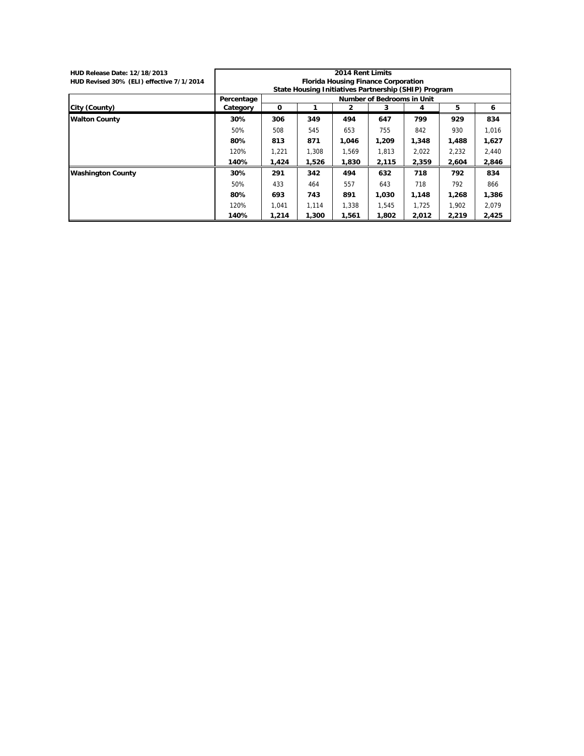**HUD Release Date: 12/18/2013**
**HUD Revised 30% (ELI) effective 7/1/2014**

**2014 Rent Limits**
**Florida Housing Finance Corporation**
**State Housing Initiatives Partnership (SHIP) Program**

| City (County) | Percentage Category | Number of Bedrooms in Unit 0 | 1 | 2 | 3 | 4 | 5 | 6 |
|---|---|---|---|---|---|---|---|---|
| **Walton County** | **30%** | **306** | **349** | **494** | **647** | **799** | **929** | **834** |
| | 50% | 508 | 545 | 653 | 755 | 842 | 930 | 1,016 |
| | **80%** | **813** | **871** | **1,046** | **1,209** | **1,348** | **1,488** | **1,627** |
| | 120% | 1,221 | 1,308 | 1,569 | 1,813 | 2,022 | 2,232 | 2,440 |
| | **140%** | **1,424** | **1,526** | **1,830** | **2,115** | **2,359** | **2,604** | **2,846** |
| **Washington County** | **30%** | **291** | **342** | **494** | **632** | **718** | **792** | **834** |
| | 50% | 433 | 464 | 557 | 643 | 718 | 792 | 866 |
| | **80%** | **693** | **743** | **891** | **1,030** | **1,148** | **1,268** | **1,386** |
| | 120% | 1,041 | 1,114 | 1,338 | 1,545 | 1,725 | 1,902 | 2,079 |
| | **140%** | **1,214** | **1,300** | **1,561** | **1,802** | **2,012** | **2,219** | **2,425** |